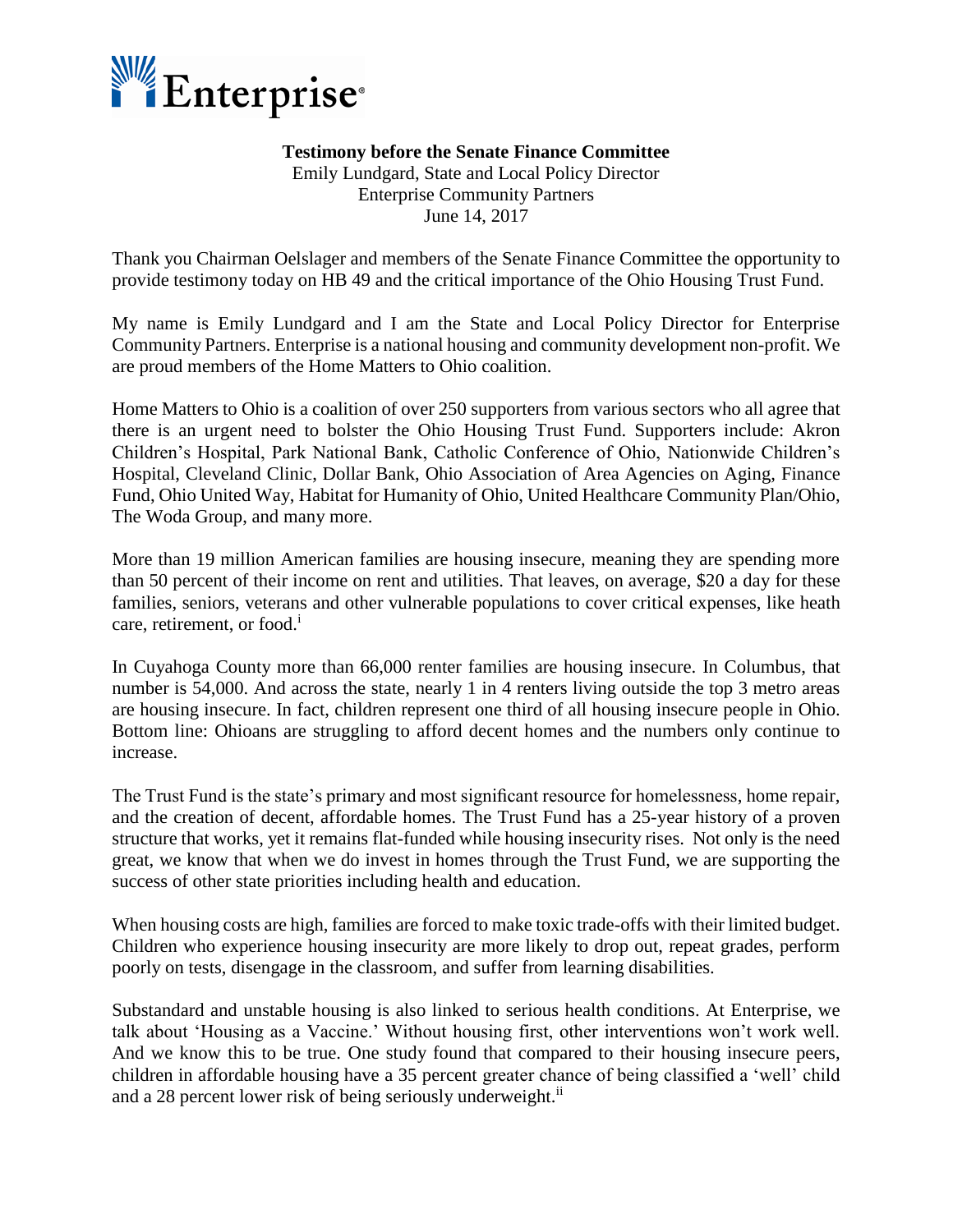Enterprise

**Testimony before the Senate Finance Committee**
Emily Lundgard, State and Local Policy Director
Enterprise Community Partners
June 14, 2017

Thank you Chairman Oelslager and members of the Senate Finance Committee the opportunity to provide testimony today on HB 49 and the critical importance of the Ohio Housing Trust Fund.

My name is Emily Lundgard and I am the State and Local Policy Director for Enterprise Community Partners. Enterprise is a national housing and community development non-profit. We are proud members of the Home Matters to Ohio coalition.

Home Matters to Ohio is a coalition of over 250 supporters from various sectors who all agree that there is an urgent need to bolster the Ohio Housing Trust Fund. Supporters include: Akron Children's Hospital, Park National Bank, Catholic Conference of Ohio, Nationwide Children's Hospital, Cleveland Clinic, Dollar Bank, Ohio Association of Area Agencies on Aging, Finance Fund, Ohio United Way, Habitat for Humanity of Ohio, United Healthcare Community Plan/Ohio, The Woda Group, and many more.

More than 19 million American families are housing insecure, meaning they are spending more than 50 percent of their income on rent and utilities. That leaves, on average, $20 a day for these families, seniors, veterans and other vulnerable populations to cover critical expenses, like heath care, retirement, or food.[i]

In Cuyahoga County more than 66,000 renter families are housing insecure. In Columbus, that number is 54,000. And across the state, nearly 1 in 4 renters living outside the top 3 metro areas are housing insecure. In fact, children represent one third of all housing insecure people in Ohio. Bottom line: Ohioans are struggling to afford decent homes and the numbers only continue to increase.

The Trust Fund is the state's primary and most significant resource for homelessness, home repair, and the creation of decent, affordable homes. The Trust Fund has a 25-year history of a proven structure that works, yet it remains flat-funded while housing insecurity rises. Not only is the need great, we know that when we do invest in homes through the Trust Fund, we are supporting the success of other state priorities including health and education.

When housing costs are high, families are forced to make toxic trade-offs with their limited budget. Children who experience housing insecurity are more likely to drop out, repeat grades, perform poorly on tests, disengage in the classroom, and suffer from learning disabilities.

Substandard and unstable housing is also linked to serious health conditions. At Enterprise, we talk about 'Housing as a Vaccine.' Without housing first, other interventions won't work well. And we know this to be true. One study found that compared to their housing insecure peers, children in affordable housing have a 35 percent greater chance of being classified a 'well' child and a 28 percent lower risk of being seriously underweight.[ii]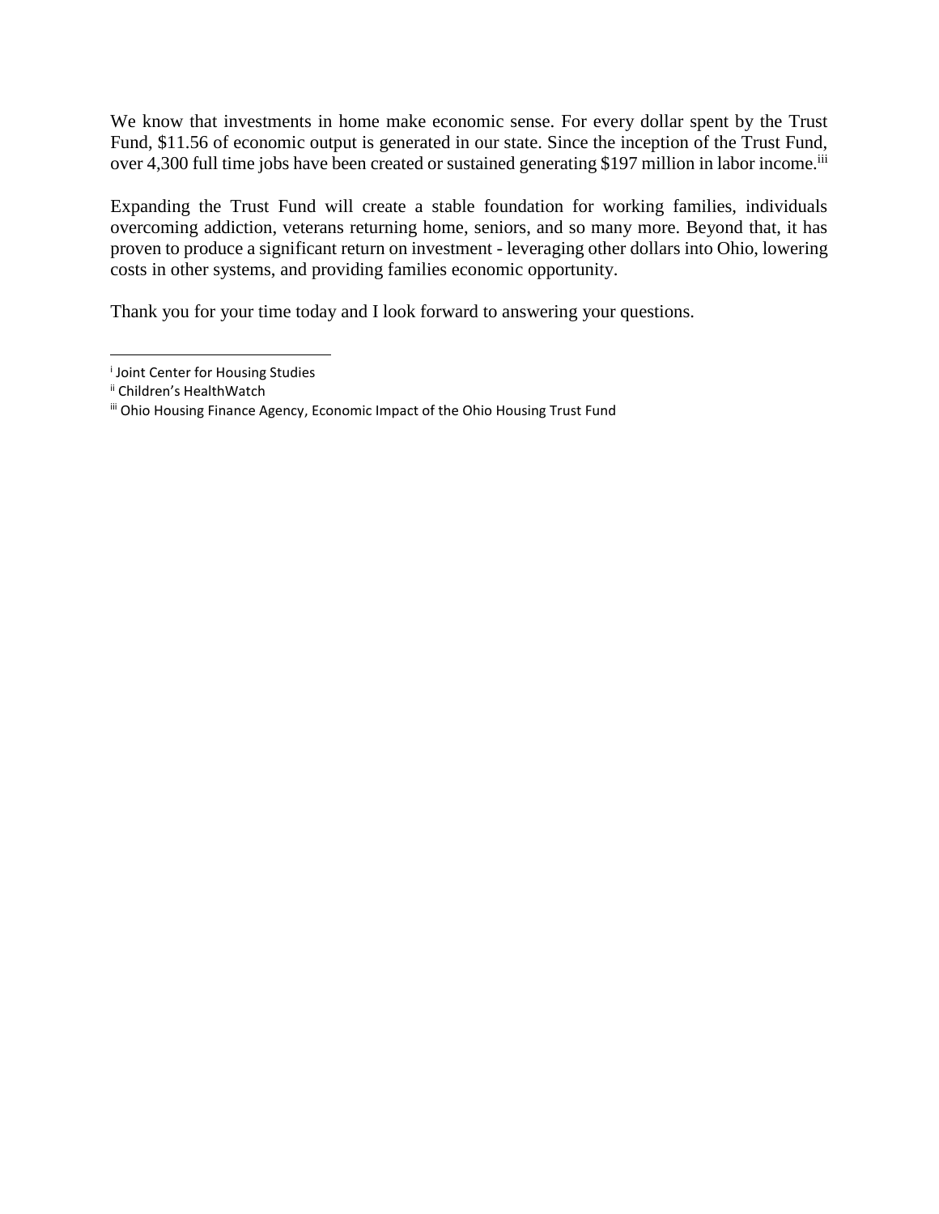We know that investments in home make economic sense. For every dollar spent by the Trust Fund, $11.56 of economic output is generated in our state. Since the inception of the Trust Fund, over 4,300 full time jobs have been created or sustained generating $197 million in labor income.[iii]

Expanding the Trust Fund will create a stable foundation for working families, individuals overcoming addiction, veterans returning home, seniors, and so many more. Beyond that, it has proven to produce a significant return on investment - leveraging other dollars into Ohio, lowering costs in other systems, and providing families economic opportunity.

Thank you for your time today and I look forward to answering your questions.

---

[i] Joint Center for Housing Studies

[ii] Children's HealthWatch

[iii] Ohio Housing Finance Agency, Economic Impact of the Ohio Housing Trust Fund